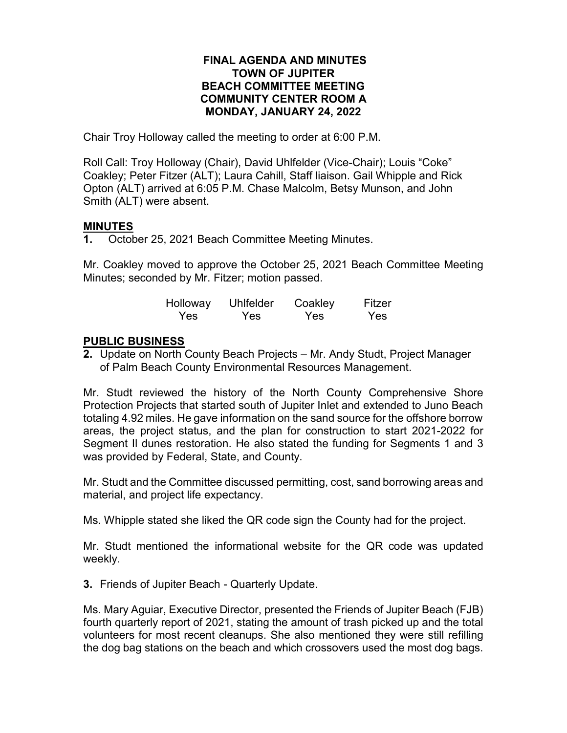**FINAL AGENDA AND MINUTES**
**TOWN OF JUPITER**
**BEACH COMMITTEE MEETING**
**COMMUNITY CENTER ROOM A**
**MONDAY, JANUARY 24, 2022**

Chair Troy Holloway called the meeting to order at 6:00 P.M.

Roll Call: Troy Holloway (Chair), David Uhlfelder (Vice-Chair); Louis "Coke" Coakley; Peter Fitzer (ALT); Laura Cahill, Staff liaison. Gail Whipple and Rick Opton (ALT) arrived at 6:05 P.M. Chase Malcolm, Betsy Munson, and John Smith (ALT) were absent.

## MINUTES

**1.** October 25, 2021 Beach Committee Meeting Minutes.

Mr. Coakley moved to approve the October 25, 2021 Beach Committee Meeting Minutes; seconded by Mr. Fitzer; motion passed.

| Holloway | Uhlfelder | Coakley | Fitzer |
|---|---|---|---|
| Yes | Yes | Yes | Yes |

## PUBLIC BUSINESS

**2.** Update on North County Beach Projects – Mr. Andy Studt, Project Manager of Palm Beach County Environmental Resources Management.

Mr. Studt reviewed the history of the North County Comprehensive Shore Protection Projects that started south of Jupiter Inlet and extended to Juno Beach totaling 4.92 miles. He gave information on the sand source for the offshore borrow areas, the project status, and the plan for construction to start 2021-2022 for Segment II dunes restoration. He also stated the funding for Segments 1 and 3 was provided by Federal, State, and County.

Mr. Studt and the Committee discussed permitting, cost, sand borrowing areas and material, and project life expectancy.

Ms. Whipple stated she liked the QR code sign the County had for the project.

Mr. Studt mentioned the informational website for the QR code was updated weekly.

**3.** Friends of Jupiter Beach - Quarterly Update.

Ms. Mary Aguiar, Executive Director, presented the Friends of Jupiter Beach (FJB) fourth quarterly report of 2021, stating the amount of trash picked up and the total volunteers for most recent cleanups. She also mentioned they were still refilling the dog bag stations on the beach and which crossovers used the most dog bags.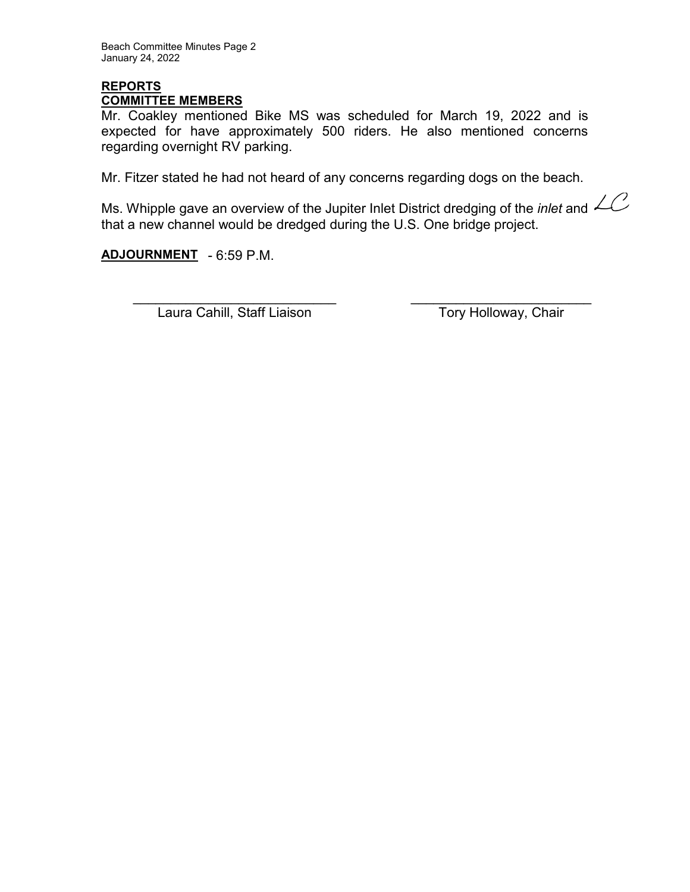## REPORTS

### COMMITTEE MEMBERS

Mr. Coakley mentioned Bike MS was scheduled for March 19, 2022 and is expected for have approximately 500 riders. He also mentioned concerns regarding overnight RV parking.

Mr. Fitzer stated he had not heard of any concerns regarding dogs on the beach.

Ms. Whipple gave an overview of the Jupiter Inlet District dredging of the *inlet* and LC that a new channel would be dredged during the U.S. One bridge project.

**ADJOURNMENT** - 6:59 P.M.

\_\_\_\_\_\_\_\_\_\_\_\_\_\_\_\_\_\_\_\_\_\_\_\_\_\_\_\_
Laura Cahill, Staff Liaison

\_\_\_\_\_\_\_\_\_\_\_\_\_\_\_\_\_\_\_\_\_\_\_\_\_\_\_\_
Tory Holloway, Chair